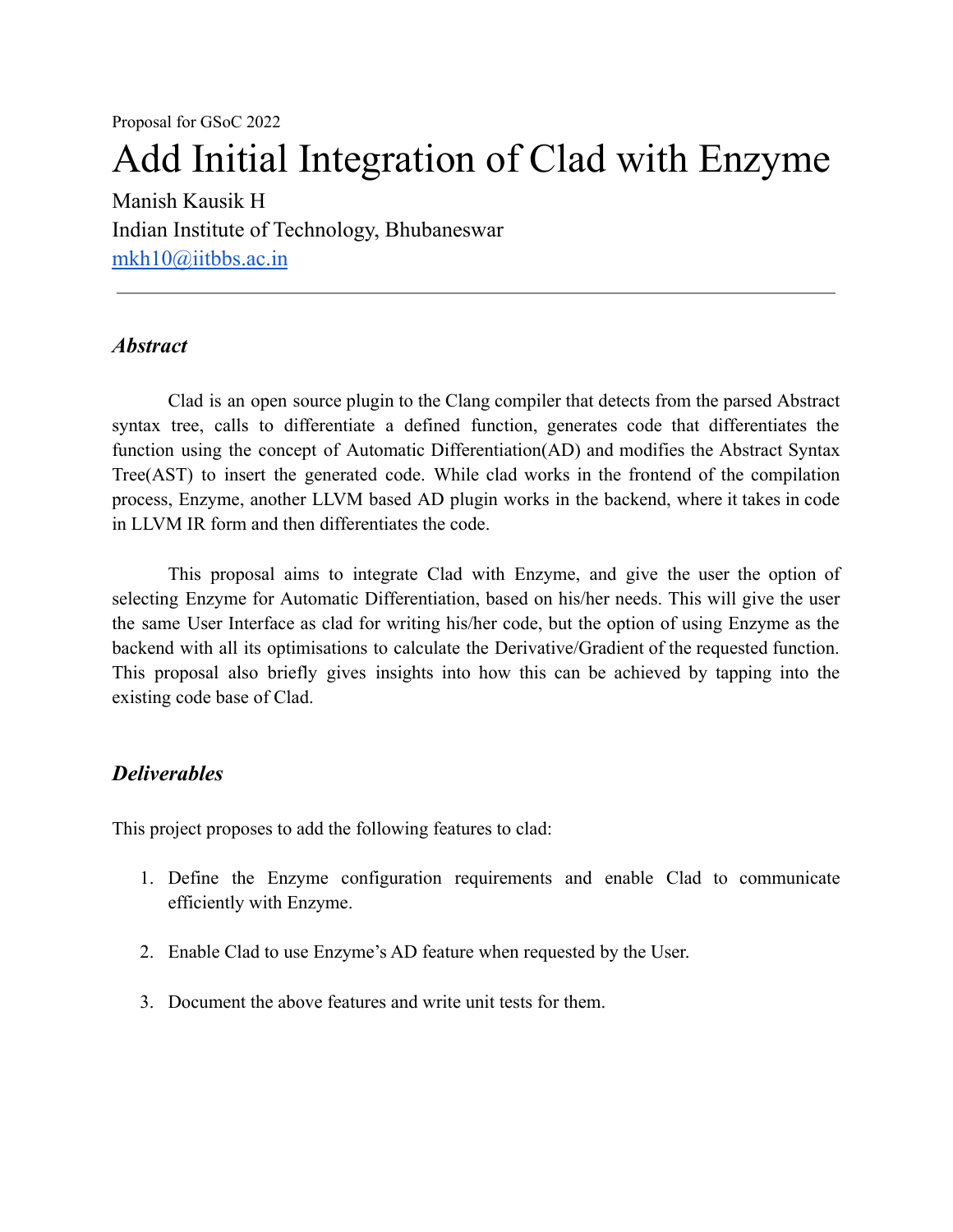Proposal for GSoC 2022

# Add Initial Integration of Clad with Enzyme

Manish Kausik H

Indian Institute of Technology, Bhubaneswar

[mkh10@iitbbs.ac.in](mailto:mkh10@iitbbs.ac.in)

---

### *Abstract*

Clad is an open source plugin to the Clang compiler that detects from the parsed Abstract syntax tree, calls to differentiate a defined function, generates code that differentiates the function using the concept of Automatic Differentiation(AD) and modifies the Abstract Syntax Tree(AST) to insert the generated code. While clad works in the frontend of the compilation process, Enzyme, another LLVM based AD plugin works in the backend, where it takes in code in LLVM IR form and then differentiates the code.

This proposal aims to integrate Clad with Enzyme, and give the user the option of selecting Enzyme for Automatic Differentiation, based on his/her needs. This will give the user the same User Interface as clad for writing his/her code, but the option of using Enzyme as the backend with all its optimisations to calculate the Derivative/Gradient of the requested function. This proposal also briefly gives insights into how this can be achieved by tapping into the existing code base of Clad.

### *Deliverables*

This project proposes to add the following features to clad:

1. Define the Enzyme configuration requirements and enable Clad to communicate efficiently with Enzyme.

2. Enable Clad to use Enzyme's AD feature when requested by the User.

3. Document the above features and write unit tests for them.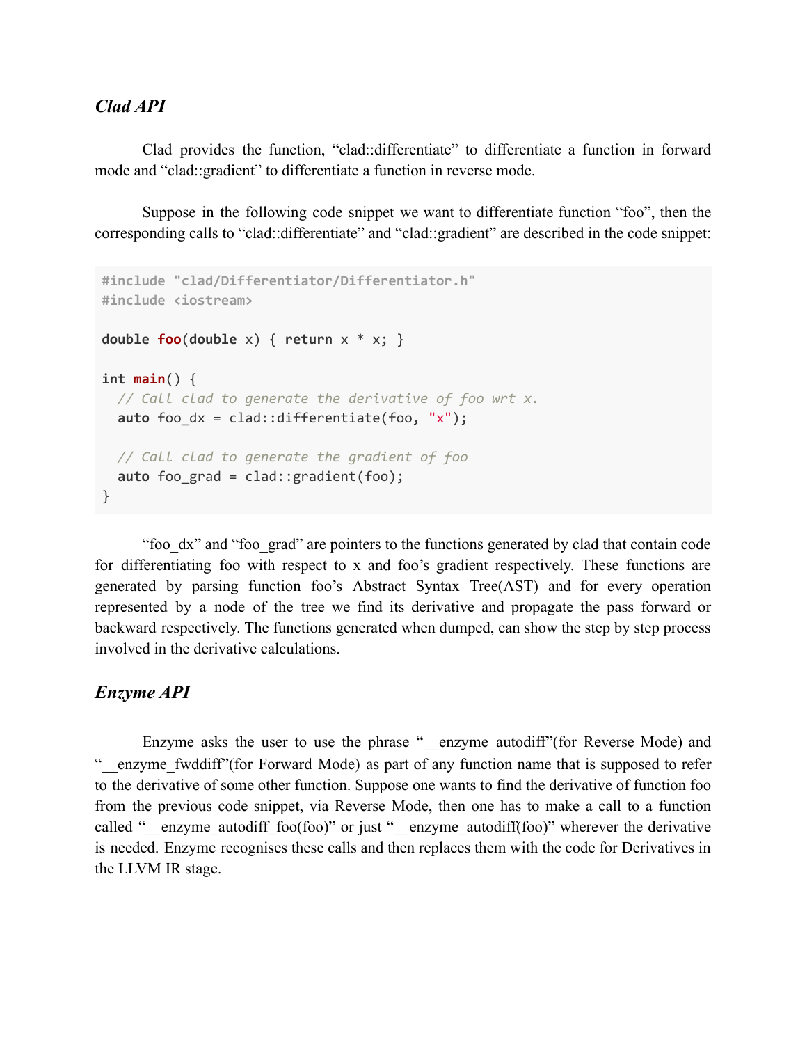### *Clad API*

Clad provides the function, “clad::differentiate” to differentiate a function in forward mode and “clad::gradient” to differentiate a function in reverse mode.

Suppose in the following code snippet we want to differentiate function “foo”, then the corresponding calls to “clad::differentiate” and “clad::gradient” are described in the code snippet:

```
#include "clad/Differentiator/Differentiator.h"
#include <iostream>

double foo(double x) { return x * x; }

int main() {
  // Call clad to generate the derivative of foo wrt x.
  auto foo_dx = clad::differentiate(foo, "x");

  // Call clad to generate the gradient of foo
  auto foo_grad = clad::gradient(foo);
}
```

“foo_dx” and “foo_grad” are pointers to the functions generated by clad that contain code for differentiating foo with respect to x and foo’s gradient respectively. These functions are generated by parsing function foo’s Abstract Syntax Tree(AST) and for every operation represented by a node of the tree we find its derivative and propagate the pass forward or backward respectively. The functions generated when dumped, can show the step by step process involved in the derivative calculations.

### *Enzyme API*

Enzyme asks the user to use the phrase “__enzyme_autodiff”(for Reverse Mode) and “__enzyme_fwddiff”(for Forward Mode) as part of any function name that is supposed to refer to the derivative of some other function. Suppose one wants to find the derivative of function foo from the previous code snippet, via Reverse Mode, then one has to make a call to a function called “__enzyme_autodiff_foo(foo)” or just “__enzyme_autodiff(foo)” wherever the derivative is needed. Enzyme recognises these calls and then replaces them with the code for Derivatives in the LLVM IR stage.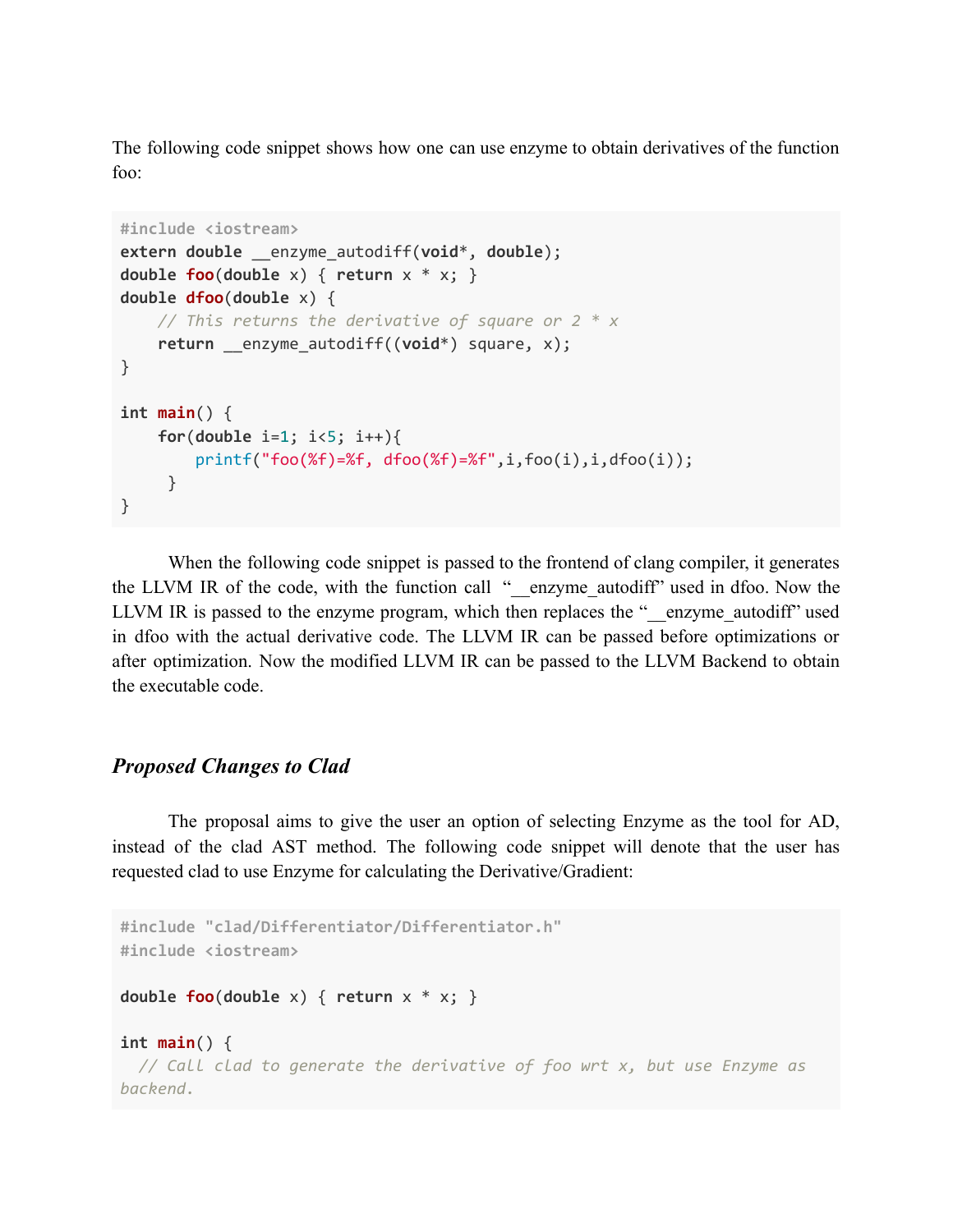The following code snippet shows how one can use enzyme to obtain derivatives of the function foo:

```
#include <iostream>
extern double __enzyme_autodiff(void*, double);
double foo(double x) { return x * x; }
double dfoo(double x) {
    // This returns the derivative of square or 2 * x
    return __enzyme_autodiff((void*) square, x);
}

int main() {
    for(double i=1; i<5; i++){
        printf("foo(%f)=%f, dfoo(%f)=%f",i,foo(i),i,dfoo(i));
     }
}
```

When the following code snippet is passed to the frontend of clang compiler, it generates the LLVM IR of the code, with the function call "__enzyme_autodiff" used in dfoo. Now the LLVM IR is passed to the enzyme program, which then replaces the "__enzyme_autodiff" used in dfoo with the actual derivative code. The LLVM IR can be passed before optimizations or after optimization. Now the modified LLVM IR can be passed to the LLVM Backend to obtain the executable code.

### *Proposed Changes to Clad*

The proposal aims to give the user an option of selecting Enzyme as the tool for AD, instead of the clad AST method. The following code snippet will denote that the user has requested clad to use Enzyme for calculating the Derivative/Gradient:

```
#include "clad/Differentiator/Differentiator.h"
#include <iostream>

double foo(double x) { return x * x; }

int main() {
  // Call clad to generate the derivative of foo wrt x, but use Enzyme as
backend.
```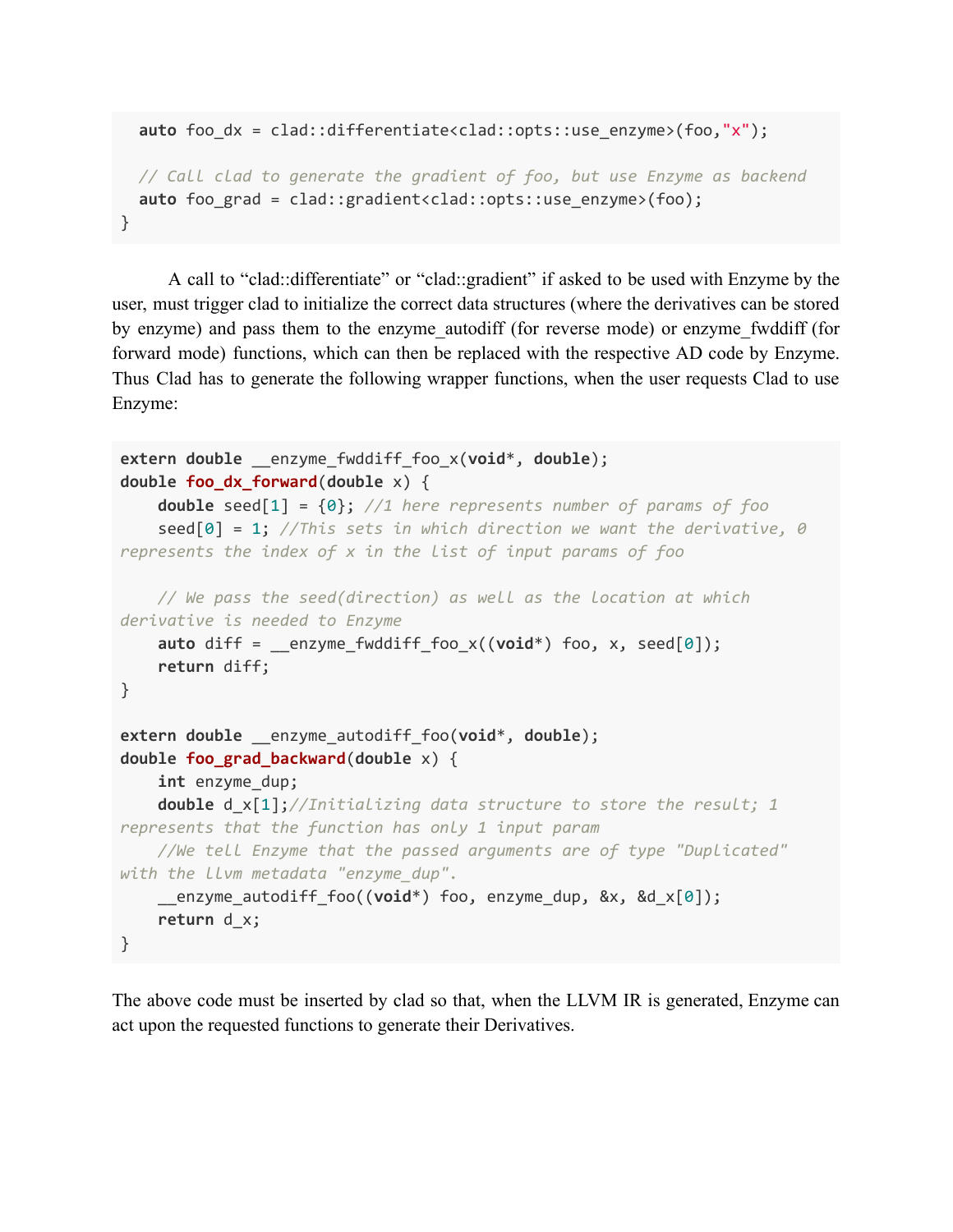```
  auto foo_dx = clad::differentiate<clad::opts::use_enzyme>(foo,"x");

  // Call clad to generate the gradient of foo, but use Enzyme as backend
  auto foo_grad = clad::gradient<clad::opts::use_enzyme>(foo);
}
```

A call to "clad::differentiate" or "clad::gradient" if asked to be used with Enzyme by the user, must trigger clad to initialize the correct data structures (where the derivatives can be stored by enzyme) and pass them to the enzyme_autodiff (for reverse mode) or enzyme_fwddiff (for forward mode) functions, which can then be replaced with the respective AD code by Enzyme. Thus Clad has to generate the following wrapper functions, when the user requests Clad to use Enzyme:

```
extern double __enzyme_fwddiff_foo_x(void*, double);
double foo_dx_forward(double x) {
    double seed[1] = {0}; //1 here represents number of params of foo
    seed[0] = 1; //This sets in which direction we want the derivative, 0
represents the index of x in the list of input params of foo

    // We pass the seed(direction) as well as the location at which
derivative is needed to Enzyme
    auto diff = __enzyme_fwddiff_foo_x((void*) foo, x, seed[0]);
    return diff;
}

extern double __enzyme_autodiff_foo(void*, double);
double foo_grad_backward(double x) {
    int enzyme_dup;
    double d_x[1];//Initializing data structure to store the result; 1
represents that the function has only 1 input param
    //We tell Enzyme that the passed arguments are of type "Duplicated"
with the llvm metadata "enzyme_dup".
    __enzyme_autodiff_foo((void*) foo, enzyme_dup, &x, &d_x[0]);
    return d_x;
}
```

The above code must be inserted by clad so that, when the LLVM IR is generated, Enzyme can act upon the requested functions to generate their Derivatives.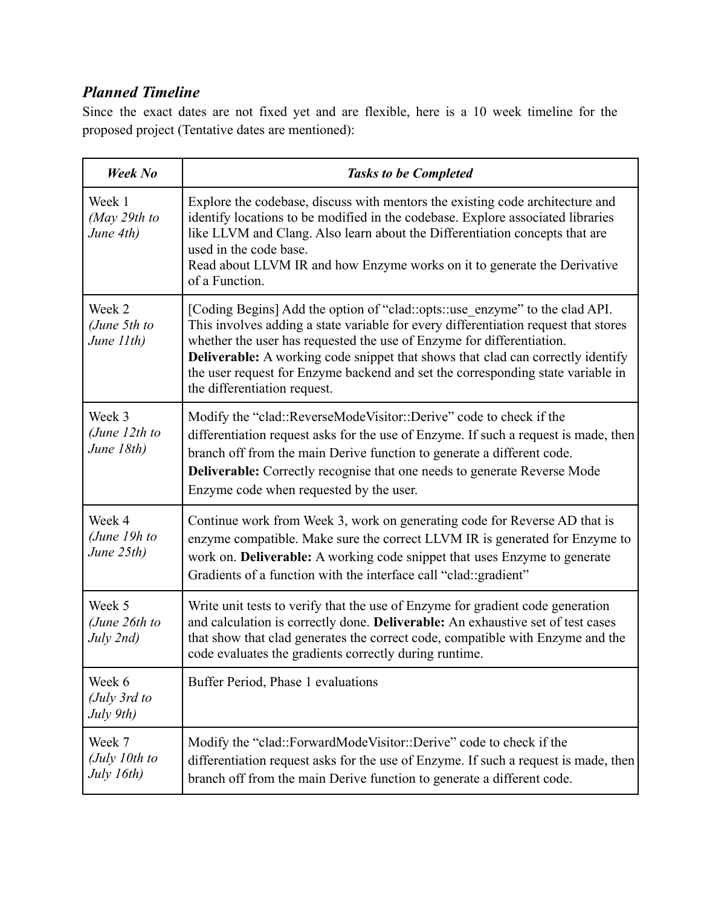### ***Planned Timeline***

Since the exact dates are not fixed yet and are flexible, here is a 10 week timeline for the proposed project (Tentative dates are mentioned):

| ***Week No*** | ***Tasks to be Completed*** |
|---|---|
| Week 1 *(May 29th to June 4th)* | Explore the codebase, discuss with mentors the existing code architecture and identify locations to be modified in the codebase. Explore associated libraries like LLVM and Clang. Also learn about the Differentiation concepts that are used in the code base.<br>Read about LLVM IR and how Enzyme works on it to generate the Derivative of a Function. |
| Week 2 *(June 5th to June 11th)* | [Coding Begins] Add the option of "clad::opts::use_enzyme" to the clad API. This involves adding a state variable for every differentiation request that stores whether the user has requested the use of Enzyme for differentiation.<br>**Deliverable:** A working code snippet that shows that clad can correctly identify the user request for Enzyme backend and set the corresponding state variable in the differentiation request. |
| Week 3 *(June 12th to June 18th)* | Modify the "clad::ReverseModeVisitor::Derive" code to check if the differentiation request asks for the use of Enzyme. If such a request is made, then branch off from the main Derive function to generate a different code.<br>**Deliverable:** Correctly recognise that one needs to generate Reverse Mode Enzyme code when requested by the user. |
| Week 4 *(June 19h to June 25th)* | Continue work from Week 3, work on generating code for Reverse AD that is enzyme compatible. Make sure the correct LLVM IR is generated for Enzyme to work on. **Deliverable:** A working code snippet that uses Enzyme to generate Gradients of a function with the interface call "clad::gradient" |
| Week 5 *(June 26th to July 2nd)* | Write unit tests to verify that the use of Enzyme for gradient code generation and calculation is correctly done. **Deliverable:** An exhaustive set of test cases that show that clad generates the correct code, compatible with Enzyme and the code evaluates the gradients correctly during runtime. |
| Week 6 *(July 3rd to July 9th)* | Buffer Period, Phase 1 evaluations |
| Week 7 *(July 10th to July 16th)* | Modify the "clad::ForwardModeVisitor::Derive" code to check if the differentiation request asks for the use of Enzyme. If such a request is made, then branch off from the main Derive function to generate a different code. |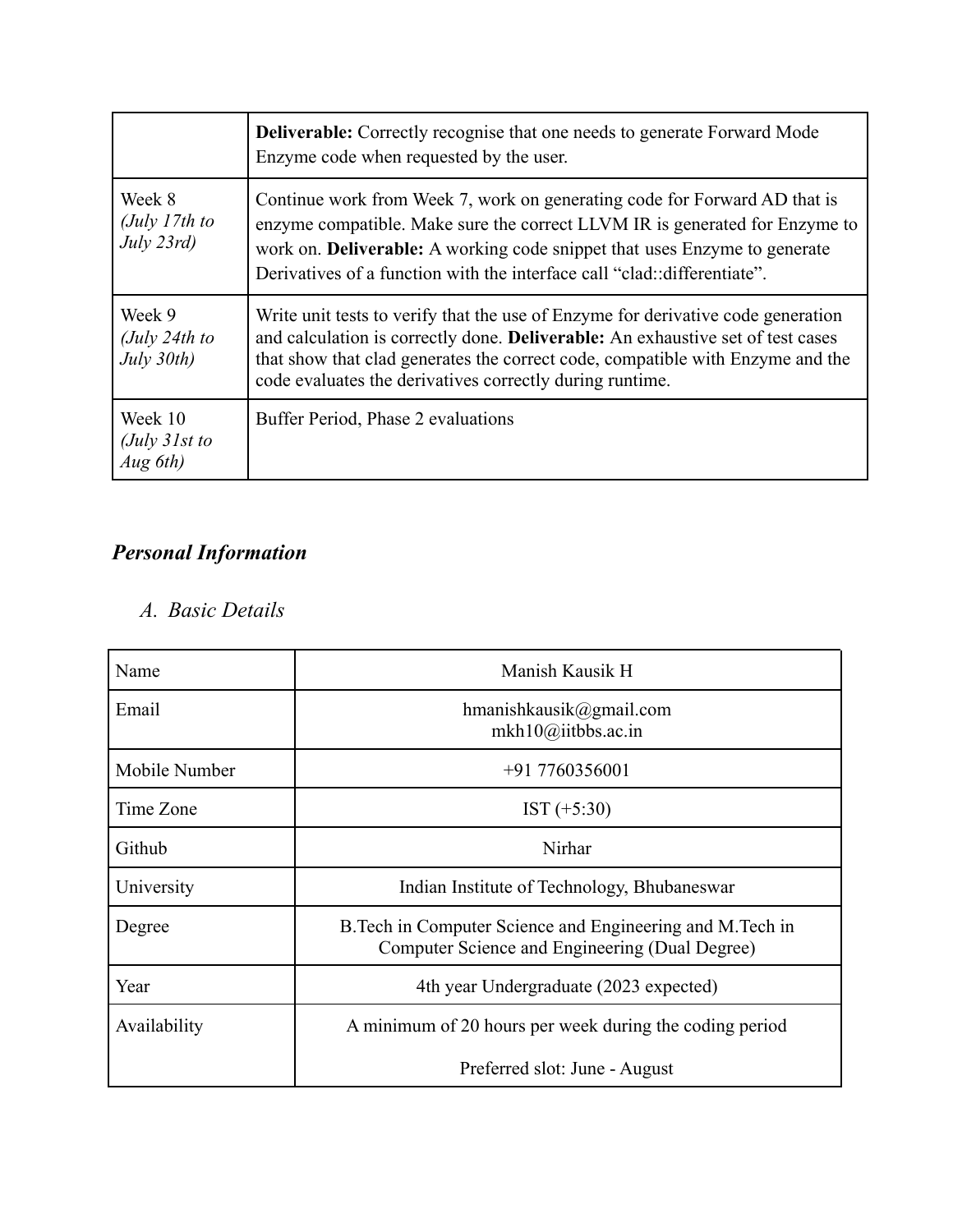| | |
|---|---|
| | **Deliverable:** Correctly recognise that one needs to generate Forward Mode Enzyme code when requested by the user. |
| Week 8 *(July 17th to July 23rd)* | Continue work from Week 7, work on generating code for Forward AD that is enzyme compatible. Make sure the correct LLVM IR is generated for Enzyme to work on. **Deliverable:** A working code snippet that uses Enzyme to generate Derivatives of a function with the interface call "clad::differentiate". |
| Week 9 *(July 24th to July 30th)* | Write unit tests to verify that the use of Enzyme for derivative code generation and calculation is correctly done. **Deliverable:** An exhaustive set of test cases that show that clad generates the correct code, compatible with Enzyme and the code evaluates the derivatives correctly during runtime. |
| Week 10 *(July 31st to Aug 6th)* | Buffer Period, Phase 2 evaluations |

## *Personal Information*

### *A. Basic Details*

| | |
|---|---|
| Name | Manish Kausik H |
| Email | hmanishkausik@gmail.com<br>mkh10@iitbbs.ac.in |
| Mobile Number | +91 7760356001 |
| Time Zone | IST (+5:30) |
| Github | Nirhar |
| University | Indian Institute of Technology, Bhubaneswar |
| Degree | B.Tech in Computer Science and Engineering and M.Tech in Computer Science and Engineering (Dual Degree) |
| Year | 4th year Undergraduate (2023 expected) |
| Availability | A minimum of 20 hours per week during the coding period<br><br>Preferred slot: June - August |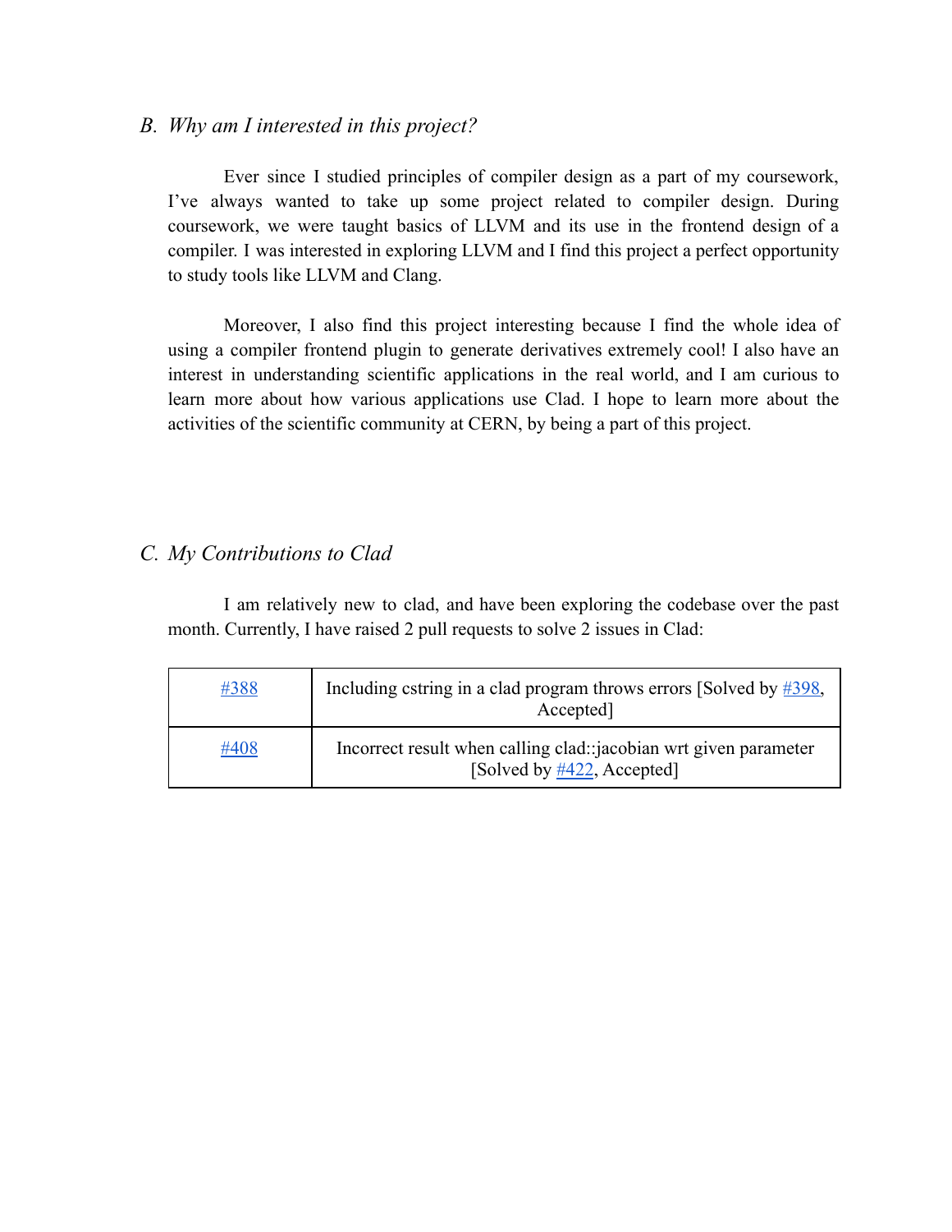### *B. Why am I interested in this project?*

Ever since I studied principles of compiler design as a part of my coursework, I've always wanted to take up some project related to compiler design. During coursework, we were taught basics of LLVM and its use in the frontend design of a compiler. I was interested in exploring LLVM and I find this project a perfect opportunity to study tools like LLVM and Clang.

Moreover, I also find this project interesting because I find the whole idea of using a compiler frontend plugin to generate derivatives extremely cool! I also have an interest in understanding scientific applications in the real world, and I am curious to learn more about how various applications use Clad. I hope to learn more about the activities of the scientific community at CERN, by being a part of this project.

### *C. My Contributions to Clad*

I am relatively new to clad, and have been exploring the codebase over the past month. Currently, I have raised 2 pull requests to solve 2 issues in Clad:

| | |
|---|---|
| #388 | Including cstring in a clad program throws errors [Solved by #398, Accepted] |
| #408 | Incorrect result when calling clad::jacobian wrt given parameter [Solved by #422, Accepted] |